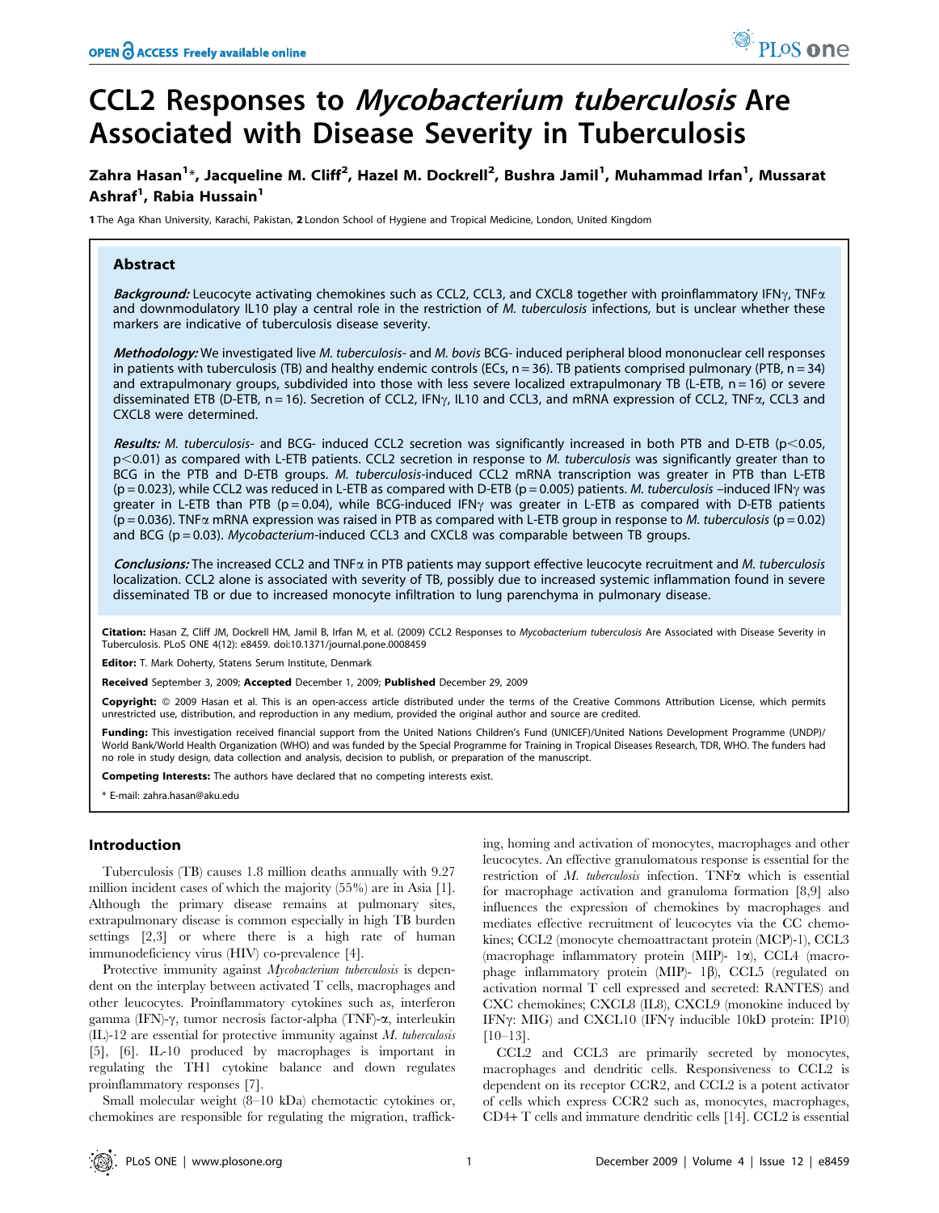# CCL2 Responses to *Mycobacterium tuberculosis* Are Associated with Disease Severity in Tuberculosis

**Zahra Hasan[1]\*, Jacqueline M. Cliff[2], Hazel M. Dockrell[2], Bushra Jamil[1], Muhammad Irfan[1], Mussarat Ashraf[1], Rabia Hussain[1]**

1 The Aga Khan University, Karachi, Pakistan, 2 London School of Hygiene and Tropical Medicine, London, United Kingdom

## Abstract

***Background:*** Leucocyte activating chemokines such as CCL2, CCL3, and CXCL8 together with proinflammatory IFNγ, TNFα and downmodulatory IL10 play a central role in the restriction of *M. tuberculosis* infections, but is unclear whether these markers are indicative of tuberculosis disease severity.

***Methodology:*** We investigated live *M. tuberculosis*- and *M. bovis* BCG- induced peripheral blood mononuclear cell responses in patients with tuberculosis (TB) and healthy endemic controls (ECs, n = 36). TB patients comprised pulmonary (PTB, n = 34) and extrapulmonary groups, subdivided into those with less severe localized extrapulmonary TB (L-ETB, n = 16) or severe disseminated ETB (D-ETB, n = 16). Secretion of CCL2, IFNγ, IL10 and CCL3, and mRNA expression of CCL2, TNFα, CCL3 and CXCL8 were determined.

***Results:*** *M. tuberculosis*- and BCG- induced CCL2 secretion was significantly increased in both PTB and D-ETB ($p<0.05$, $p<0.01$) as compared with L-ETB patients. CCL2 secretion in response to *M. tuberculosis* was significantly greater than to BCG in the PTB and D-ETB groups. *M. tuberculosis*-induced CCL2 mRNA transcription was greater in PTB than L-ETB ($p = 0.023$), while CCL2 was reduced in L-ETB as compared with D-ETB ($p = 0.005$) patients. *M. tuberculosis* –induced IFNγ was greater in L-ETB than PTB ($p = 0.04$), while BCG-induced IFNγ was greater in L-ETB as compared with D-ETB patients ($p = 0.036$). TNFα mRNA expression was raised in PTB as compared with L-ETB group in response to *M. tuberculosis* ($p = 0.02$) and BCG ($p = 0.03$). *Mycobacterium*-induced CCL3 and CXCL8 was comparable between TB groups.

***Conclusions:*** The increased CCL2 and TNFα in PTB patients may support effective leucocyte recruitment and *M. tuberculosis* localization. CCL2 alone is associated with severity of TB, possibly due to increased systemic inflammation found in severe disseminated TB or due to increased monocyte infiltration to lung parenchyma in pulmonary disease.

**Citation:** Hasan Z, Cliff JM, Dockrell HM, Jamil B, Irfan M, et al. (2009) CCL2 Responses to Mycobacterium tuberculosis Are Associated with Disease Severity in Tuberculosis. PLoS ONE 4(12): e8459. doi:10.1371/journal.pone.0008459

**Editor:** T. Mark Doherty, Statens Serum Institute, Denmark

**Received** September 3, 2009; **Accepted** December 1, 2009; **Published** December 29, 2009

**Copyright:** © 2009 Hasan et al. This is an open-access article distributed under the terms of the Creative Commons Attribution License, which permits unrestricted use, distribution, and reproduction in any medium, provided the original author and source are credited.

**Funding:** This investigation received financial support from the United Nations Children's Fund (UNICEF)/United Nations Development Programme (UNDP)/ World Bank/World Health Organization (WHO) and was funded by the Special Programme for Training in Tropical Diseases Research, TDR, WHO. The funders had no role in study design, data collection and analysis, decision to publish, or preparation of the manuscript.

**Competing Interests:** The authors have declared that no competing interests exist.

\* E-mail: zahra.hasan@aku.edu

## Introduction

Tuberculosis (TB) causes 1.8 million deaths annually with 9.27 million incident cases of which the majority (55%) are in Asia [1]. Although the primary disease remains at pulmonary sites, extrapulmonary disease is common especially in high TB burden settings [2,3] or where there is a high rate of human immunodeficiency virus (HIV) co-prevalence [4].

Protective immunity against *Mycobacterium tuberculosis* is dependent on the interplay between activated T cells, macrophages and other leucocytes. Proinflammatory cytokines such as, interferon gamma (IFN)-γ, tumor necrosis factor-alpha (TNF)-α, interleukin (IL)-12 are essential for protective immunity against *M. tuberculosis* [5], [6]. IL-10 produced by macrophages is important in regulating the TH1 cytokine balance and down regulates proinflammatory responses [7].

Small molecular weight (8–10 kDa) chemotactic cytokines or, chemokines are responsible for regulating the migration, trafficking, homing and activation of monocytes, macrophages and other leucocytes. An effective granulomatous response is essential for the restriction of *M. tuberculosis* infection. TNFα which is essential for macrophage activation and granuloma formation [8,9] also influences the expression of chemokines by macrophages and mediates effective recruitment of leucocytes via the CC chemokines; CCL2 (monocyte chemoattractant protein (MCP)-1), CCL3 (macrophage inflammatory protein (MIP)- 1α), CCL4 (macrophage inflammatory protein (MIP)- 1β), CCL5 (regulated on activation normal T cell expressed and secreted: RANTES) and CXC chemokines; CXCL8 (IL8), CXCL9 (monokine induced by IFNγ: MIG) and CXCL10 (IFNγ inducible 10kD protein: IP10) [10–13].

CCL2 and CCL3 are primarily secreted by monocytes, macrophages and dendritic cells. Responsiveness to CCL2 is dependent on its receptor CCR2, and CCL2 is a potent activator of cells which express CCR2 such as, monocytes, macrophages, CD4+ T cells and immature dendritic cells [14]. CCL2 is essential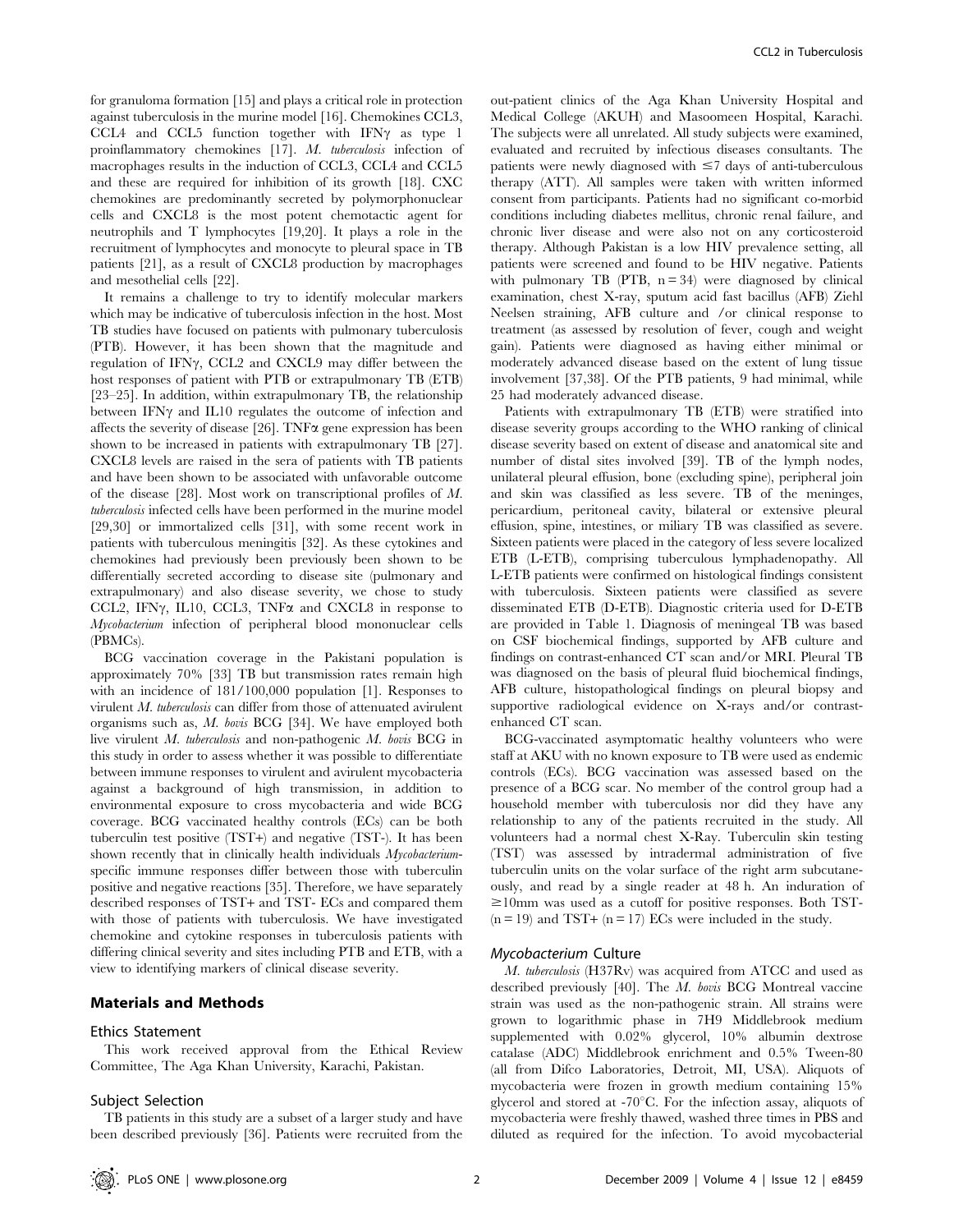for granuloma formation [15] and plays a critical role in protection against tuberculosis in the murine model [16]. Chemokines CCL3, CCL4 and CCL5 function together with IFNγ as type 1 proinflammatory chemokines [17]. *M. tuberculosis* infection of macrophages results in the induction of CCL3, CCL4 and CCL5 and these are required for inhibition of its growth [18]. CXC chemokines are predominantly secreted by polymorphonuclear cells and CXCL8 is the most potent chemotactic agent for neutrophils and T lymphocytes [19,20]. It plays a role in the recruitment of lymphocytes and monocyte to pleural space in TB patients [21], as a result of CXCL8 production by macrophages and mesothelial cells [22].

It remains a challenge to try to identify molecular markers which may be indicative of tuberculosis infection in the host. Most TB studies have focused on patients with pulmonary tuberculosis (PTB). However, it has been shown that the magnitude and regulation of IFNγ, CCL2 and CXCL9 may differ between the host responses of patient with PTB or extrapulmonary TB (ETB) [23–25]. In addition, within extrapulmonary TB, the relationship between IFNγ and IL10 regulates the outcome of infection and affects the severity of disease [26]. TNFα gene expression has been shown to be increased in patients with extrapulmonary TB [27]. CXCL8 levels are raised in the sera of patients with TB patients and have been shown to be associated with unfavorable outcome of the disease [28]. Most work on transcriptional profiles of *M. tuberculosis* infected cells have been performed in the murine model [29,30] or immortalized cells [31], with some recent work in patients with tuberculous meningitis [32]. As these cytokines and chemokines had previously been previously been shown to be differentially secreted according to disease site (pulmonary and extrapulmonary) and also disease severity, we chose to study CCL2, IFNγ, IL10, CCL3, TNFα and CXCL8 in response to *Mycobacterium* infection of peripheral blood mononuclear cells (PBMCs).

BCG vaccination coverage in the Pakistani population is approximately 70% [33] TB but transmission rates remain high with an incidence of 181/100,000 population [1]. Responses to virulent *M. tuberculosis* can differ from those of attenuated avirulent organisms such as, *M. bovis* BCG [34]. We have employed both live virulent *M. tuberculosis* and non-pathogenic *M. bovis* BCG in this study in order to assess whether it was possible to differentiate between immune responses to virulent and avirulent mycobacteria against a background of high transmission, in addition to environmental exposure to cross mycobacteria and wide BCG coverage. BCG vaccinated healthy controls (ECs) can be both tuberculin test positive (TST+) and negative (TST-). It has been shown recently that in clinically health individuals *Mycobacterium*-specific immune responses differ between those with tuberculin positive and negative reactions [35]. Therefore, we have separately described responses of TST+ and TST- ECs and compared them with those of patients with tuberculosis. We have investigated chemokine and cytokine responses in tuberculosis patients with differing clinical severity and sites including PTB and ETB, with a view to identifying markers of clinical disease severity.

## Materials and Methods

### Ethics Statement

This work received approval from the Ethical Review Committee, The Aga Khan University, Karachi, Pakistan.

### Subject Selection

TB patients in this study are a subset of a larger study and have been described previously [36]. Patients were recruited from the out-patient clinics of the Aga Khan University Hospital and Medical College (AKUH) and Masoomeen Hospital, Karachi. The subjects were all unrelated. All study subjects were examined, evaluated and recruited by infectious diseases consultants. The patients were newly diagnosed with ≤7 days of anti-tuberculous therapy (ATT). All samples were taken with written informed consent from participants. Patients had no significant co-morbid conditions including diabetes mellitus, chronic renal failure, and chronic liver disease and were also not on any corticosteroid therapy. Although Pakistan is a low HIV prevalence setting, all patients were screened and found to be HIV negative. Patients with pulmonary TB (PTB, n = 34) were diagnosed by clinical examination, chest X-ray, sputum acid fast bacillus (AFB) Ziehl Neelsen staining, AFB culture and /or clinical response to treatment (as assessed by resolution of fever, cough and weight gain). Patients were diagnosed as having either minimal or moderately advanced disease based on the extent of lung tissue involvement [37,38]. Of the PTB patients, 9 had minimal, while 25 had moderately advanced disease.

Patients with extrapulmonary TB (ETB) were stratified into disease severity groups according to the WHO ranking of clinical disease severity based on extent of disease and anatomical site and number of distal sites involved [39]. TB of the lymph nodes, unilateral pleural effusion, bone (excluding spine), peripheral join and skin was classified as less severe. TB of the meninges, pericardium, peritoneal cavity, bilateral or extensive pleural effusion, spine, intestines, or miliary TB was classified as severe. Sixteen patients were placed in the category of less severe localized ETB (L-ETB), comprising tuberculous lymphadenopathy. All L-ETB patients were confirmed on histological findings consistent with tuberculosis. Sixteen patients were classified as severe disseminated ETB (D-ETB). Diagnostic criteria used for D-ETB are provided in Table 1. Diagnosis of meningeal TB was based on CSF biochemical findings, supported by AFB culture and findings on contrast-enhanced CT scan and/or MRI. Pleural TB was diagnosed on the basis of pleural fluid biochemical findings, AFB culture, histopathological findings on pleural biopsy and supportive radiological evidence on X-rays and/or contrast-enhanced CT scan.

BCG-vaccinated asymptomatic healthy volunteers who were staff at AKU with no known exposure to TB were used as endemic controls (ECs). BCG vaccination was assessed based on the presence of a BCG scar. No member of the control group had a household member with tuberculosis nor did they have any relationship to any of the patients recruited in the study. All volunteers had a normal chest X-Ray. Tuberculin skin testing (TST) was assessed by intradermal administration of five tuberculin units on the volar surface of the right arm subcutaneously, and read by a single reader at 48 h. An induration of ≥10mm was used as a cutoff for positive responses. Both TST- (n = 19) and TST+ (n = 17) ECs were included in the study.

### *Mycobacterium* Culture

*M. tuberculosis* (H37Rv) was acquired from ATCC and used as described previously [40]. The *M. bovis* BCG Montreal vaccine strain was used as the non-pathogenic strain. All strains were grown to logarithmic phase in 7H9 Middlebrook medium supplemented with 0.02% glycerol, 10% albumin dextrose catalase (ADC) Middlebrook enrichment and 0.5% Tween-80 (all from Difco Laboratories, Detroit, MI, USA). Aliquots of mycobacteria were frozen in growth medium containing 15% glycerol and stored at -70°C. For the infection assay, aliquots of mycobacteria were freshly thawed, washed three times in PBS and diluted as required for the infection. To avoid mycobacterial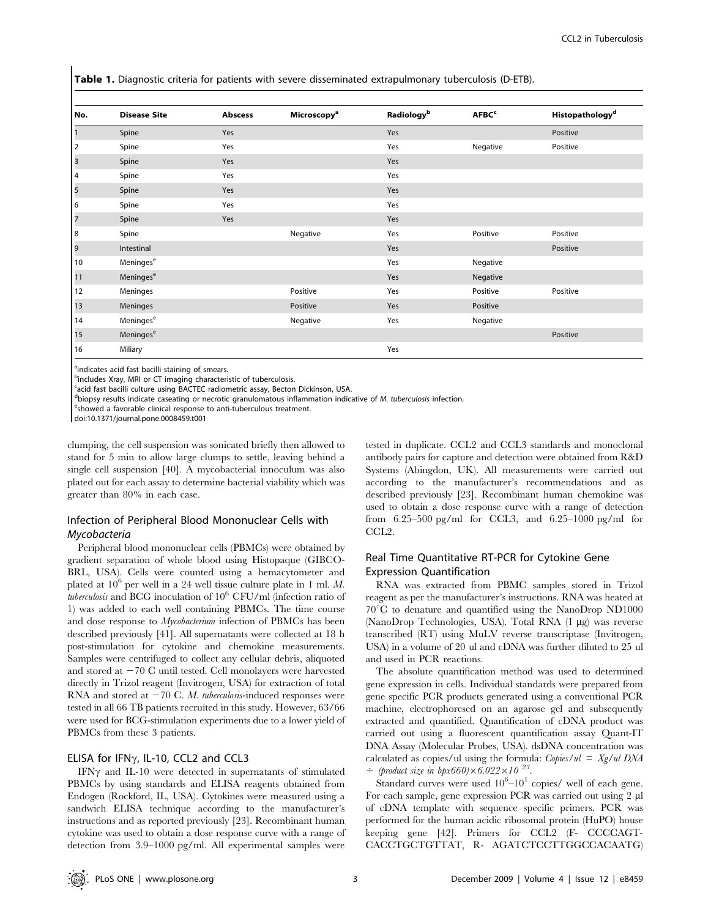**Table 1.** Diagnostic criteria for patients with severe disseminated extrapulmonary tuberculosis (D-ETB).

| No. | Disease Site | Abscess | Microscopy[a] | Radiology[b] | AFBC[c] | Histopathology[d] |
|---|---|---|---|---|---|---|
| 1 | Spine | Yes | | Yes | | Positive |
| 2 | Spine | Yes | | Yes | Negative | Positive |
| 3 | Spine | Yes | | Yes | | |
| 4 | Spine | Yes | | Yes | | |
| 5 | Spine | Yes | | Yes | | |
| 6 | Spine | Yes | | Yes | | |
| 7 | Spine | Yes | | Yes | | |
| 8 | Spine | | Negative | Yes | Positive | Positive |
| 9 | Intestinal | | | Yes | | Positive |
| 10 | Meninges[e] | | | Yes | Negative | |
| 11 | Meninges[e] | | | Yes | Negative | |
| 12 | Meninges | | Positive | Yes | Positive | Positive |
| 13 | Meninges | | Positive | Yes | Positive | |
| 14 | Meninges[e] | | Negative | Yes | Negative | |
| 15 | Meninges[e] | | | | | Positive |
| 16 | Miliary | | | Yes | | |

[a]indicates acid fast bacilli staining of smears.
[b]includes Xray, MRI or CT imaging characteristic of tuberculosis.
[c]acid fast bacilli culture using BACTEC radiometric assay, Becton Dickinson, USA.
[d]biopsy results indicate caseating or necrotic granulomatous inflammation indicative of *M. tuberculosis* infection.
[e]showed a favorable clinical response to anti-tuberculous treatment.
doi:10.1371/journal.pone.0008459.t001

clumping, the cell suspension was sonicated briefly then allowed to stand for 5 min to allow large clumps to settle, leaving behind a single cell suspension [40]. A mycobacterial innoculum was also plated out for each assay to determine bacterial viability which was greater than 80% in each case.

## Infection of Peripheral Blood Mononuclear Cells with *Mycobacteria*

Peripheral blood mononuclear cells (PBMCs) were obtained by gradient separation of whole blood using Histopaque (GIBCO-BRL, USA). Cells were counted using a hemacytometer and plated at $10^6$ per well in a 24 well tissue culture plate in 1 ml. *M. tuberculosis* and BCG inoculation of $10^6$ CFU/ml (infection ratio of 1) was added to each well containing PBMCs. The time course and dose response to *Mycobacterium* infection of PBMCs has been described previously [41]. All supernatants were collected at 18 h post-stimulation for cytokine and chemokine measurements. Samples were centrifuged to collect any cellular debris, aliquoted and stored at −70 C until tested. Cell monolayers were harvested directly in Trizol reagent (Invitrogen, USA) for extraction of total RNA and stored at −70 C. *M. tuberculosis*-induced responses were tested in all 66 TB patients recruited in this study. However, 63/66 were used for BCG-stimulation experiments due to a lower yield of PBMCs from these 3 patients.

## ELISA for IFNγ, IL-10, CCL2 and CCL3

IFNγ and IL-10 were detected in supernatants of stimulated PBMCs by using standards and ELISA reagents obtained from Endogen (Rockford, IL, USA). Cytokines were measured using a sandwich ELISA technique according to the manufacturer's instructions and as reported previously [23]. Recombinant human cytokine was used to obtain a dose response curve with a range of detection from 3.9–1000 pg/ml. All experimental samples were tested in duplicate. CCL2 and CCL3 standards and monoclonal antibody pairs for capture and detection were obtained from R&D Systems (Abingdon, UK). All measurements were carried out according to the manufacturer's recommendations and as described previously [23]. Recombinant human chemokine was used to obtain a dose response curve with a range of detection from 6.25–500 pg/ml for CCL3, and 6.25–1000 pg/ml for CCL2.

## Real Time Quantitative RT-PCR for Cytokine Gene Expression Quantification

RNA was extracted from PBMC samples stored in Trizol reagent as per the manufacturer's instructions. RNA was heated at 70°C to denature and quantified using the NanoDrop ND1000 (NanoDrop Technologies, USA). Total RNA (1 µg) was reverse transcribed (RT) using MuLV reverse transcriptase (Invitrogen, USA) in a volume of 20 ul and cDNA was further diluted to 25 ul and used in PCR reactions.

The absolute quantification method was used to determined gene expression in cells. Individual standards were prepared from gene specific PCR products generated using a conventional PCR machine, electrophoresed on an agarose gel and subsequently extracted and quantified. Quantification of cDNA product was carried out using a fluorescent quantification assay Quant-IT DNA Assay (Molecular Probes, USA). dsDNA concentration was calculated as copies/ul using the formula: *Copies/ul = Xg/ul DNA* $\div$ *(product size in bpx660)*$\times 6.022\times10^{23}$.

Standard curves were used $10^6$–$10^1$ copies/ well of each gene. For each sample, gene expression PCR was carried out using 2 µl of cDNA template with sequence specific primers. PCR was performed for the human acidic ribosomal protein (HuPO) house keeping gene [42]. Primers for CCL2 (F- CCCCAGT-CACCTGCTGTTAT, R- AGATCTCCTTGGCCACAATG)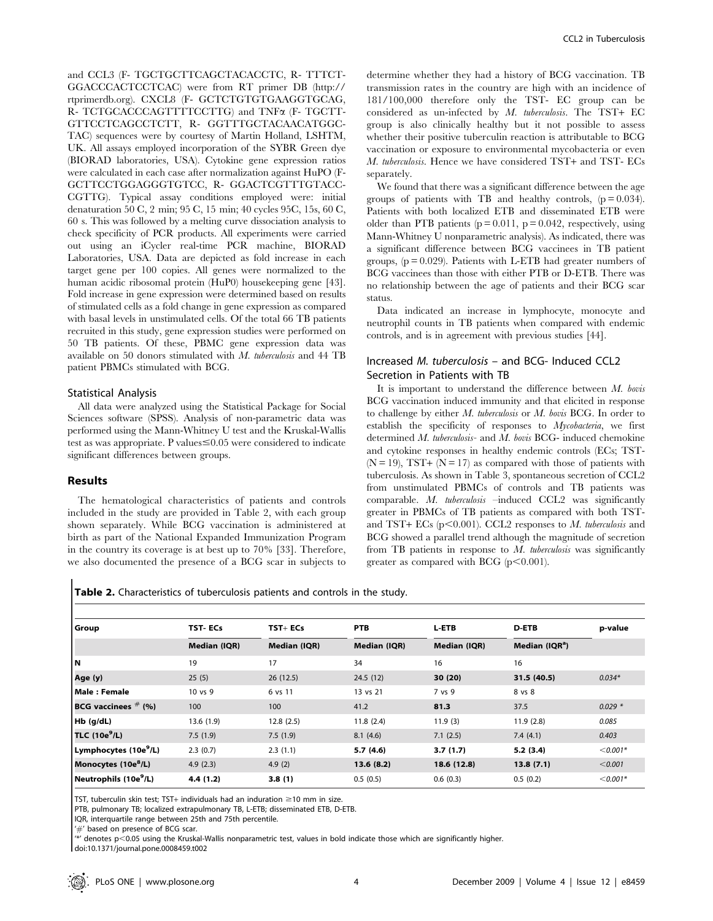and CCL3 (F- TGCTGCTTCAGCTACACCTC, R- TTTCT-GGACCCACTCCTCAC) were from RT primer DB (http://rtprimerdb.org). CXCL8 (F- GCTCTGTGTGAAGGTGCAG, R- TCTGCACCCAGTTTTCCTTG) and TNFα (F- TGCTT-GTTCCTCAGCCTCTT, R- GGTTTGCTACAACATGGC-TAC) sequences were by courtesy of Martin Holland, LSHTM, UK. All assays employed incorporation of the SYBR Green dye (BIORAD laboratories, USA). Cytokine gene expression ratios were calculated in each case after normalization against HuPO (F-GCTTCCTGGAGGGTGTCC, R- GGACTCGTTTGTACC-CGTTG). Typical assay conditions employed were: initial denaturation 50 C, 2 min; 95 C, 15 min; 40 cycles 95C, 15s, 60 C, 60 s. This was followed by a melting curve dissociation analysis to check specificity of PCR products. All experiments were carried out using an iCycler real-time PCR machine, BIORAD Laboratories, USA. Data are depicted as fold increase in each target gene per 100 copies. All genes were normalized to the human acidic ribosomal protein (HuP0) housekeeping gene [43]. Fold increase in gene expression were determined based on results of stimulated cells as a fold change in gene expression as compared with basal levels in unstimulated cells. Of the total 66 TB patients recruited in this study, gene expression studies were performed on 50 TB patients. Of these, PBMC gene expression data was available on 50 donors stimulated with *M. tuberculosis* and 44 TB patient PBMCs stimulated with BCG.

### Statistical Analysis

All data were analyzed using the Statistical Package for Social Sciences software (SPSS). Analysis of non-parametric data was performed using the Mann-Whitney U test and the Kruskal-Wallis test as was appropriate. P values≤0.05 were considered to indicate significant differences between groups.

## Results

The hematological characteristics of patients and controls included in the study are provided in Table 2, with each group shown separately. While BCG vaccination is administered at birth as part of the National Expanded Immunization Program in the country its coverage is at best up to 70% [33]. Therefore, we also documented the presence of a BCG scar in subjects to determine whether they had a history of BCG vaccination. TB transmission rates in the country are high with an incidence of 181/100,000 therefore only the TST- EC group can be considered as un-infected by *M. tuberculosis*. The TST+ EC group is also clinically healthy but it not possible to assess whether their positive tuberculin reaction is attributable to BCG vaccination or exposure to environmental mycobacteria or even *M. tuberculosis*. Hence we have considered TST+ and TST- ECs separately.

We found that there was a significant difference between the age groups of patients with TB and healthy controls, ($p = 0.034$). Patients with both localized ETB and disseminated ETB were older than PTB patients ($p = 0.011$, $p = 0.042$, respectively, using Mann-Whitney U nonparametric analysis). As indicated, there was a significant difference between BCG vaccinees in TB patient groups, ($p = 0.029$). Patients with L-ETB had greater numbers of BCG vaccinees than those with either PTB or D-ETB. There was no relationship between the age of patients and their BCG scar status.

Data indicated an increase in lymphocyte, monocyte and neutrophil counts in TB patients when compared with endemic controls, and is in agreement with previous studies [44].

### Increased *M. tuberculosis* – and BCG- Induced CCL2 Secretion in Patients with TB

It is important to understand the difference between *M. bovis* BCG vaccination induced immunity and that elicited in response to challenge by either *M. tuberculosis* or *M. bovis* BCG. In order to establish the specificity of responses to *Mycobacteria*, we first determined *M. tuberculosis*- and *M. bovis* BCG- induced chemokine and cytokine responses in healthy endemic controls (ECs; TST- (N = 19), TST+ (N = 17) as compared with those of patients with tuberculosis. As shown in Table 3, spontaneous secretion of CCL2 from unstimulated PBMCs of controls and TB patients was comparable. *M. tuberculosis* –induced CCL2 was significantly greater in PBMCs of TB patients as compared with both TST- and TST+ ECs ($p<0.001$). CCL2 responses to *M. tuberculosis* and BCG showed a parallel trend although the magnitude of secretion from TB patients in response to *M. tuberculosis* was significantly greater as compared with BCG ($p<0.001$).

**Table 2.** Characteristics of tuberculosis patients and controls in the study.

| Group | TST- ECs | TST+ ECs | PTB | L-ETB | D-ETB | p-value |
|---|---|---|---|---|---|---|
| | Median (IQR) | Median (IQR) | Median (IQR) | Median (IQR) | Median (IQR[a]) | |
| N | 19 | 17 | 34 | 16 | 16 | |
| Age (y) | 25 (5) | 26 (12.5) | 24.5 (12) | **30 (20)** | **31.5 (40.5)** | *0.034\** |
| Male : Female | 10 vs 9 | 6 vs 11 | 13 vs 21 | 7 vs 9 | 8 vs 8 | |
| BCG vaccinees # (%) | 100 | 100 | 41.2 | **81.3** | 37.5 | *0.029 \** |
| Hb (g/dL) | 13.6 (1.9) | 12.8 (2.5) | 11.8 (2.4) | 11.9 (3) | 11.9 (2.8) | *0.085* |
| TLC ($10e^9$/L) | 7.5 (1.9) | 7.5 (1.9) | 8.1 (4.6) | 7.1 (2.5) | 7.4 (4.1) | *0.403* |
| Lymphocytes ($10e^9$/L) | 2.3 (0.7) | 2.3 (1.1) | **5.7 (4.6)** | **3.7 (1.7)** | **5.2 (3.4)** | *<0.001\** |
| Monocytes ($10e^8$/L) | 4.9 (2.3) | 4.9 (2) | **13.6 (8.2)** | **18.6 (12.8)** | **13.8 (7.1)** | *<0.001* |
| Neutrophils ($10e^9$/L) | **4.4 (1.2)** | **3.8 (1)** | 0.5 (0.5) | 0.6 (0.3) | 0.5 (0.2) | *<0.001\** |

TST, tuberculin skin test; TST+ individuals had an induration ≥10 mm in size.
PTB, pulmonary TB; localized extrapulmonary TB, L-ETB; disseminated ETB, D-ETB.
IQR, interquartile range between 25th and 75th percentile.
'#' based on presence of BCG scar.
'*' denotes $p<0.05$ using the Kruskal-Wallis nonparametric test, values in bold indicate those which are significantly higher.
doi:10.1371/journal.pone.0008459.t002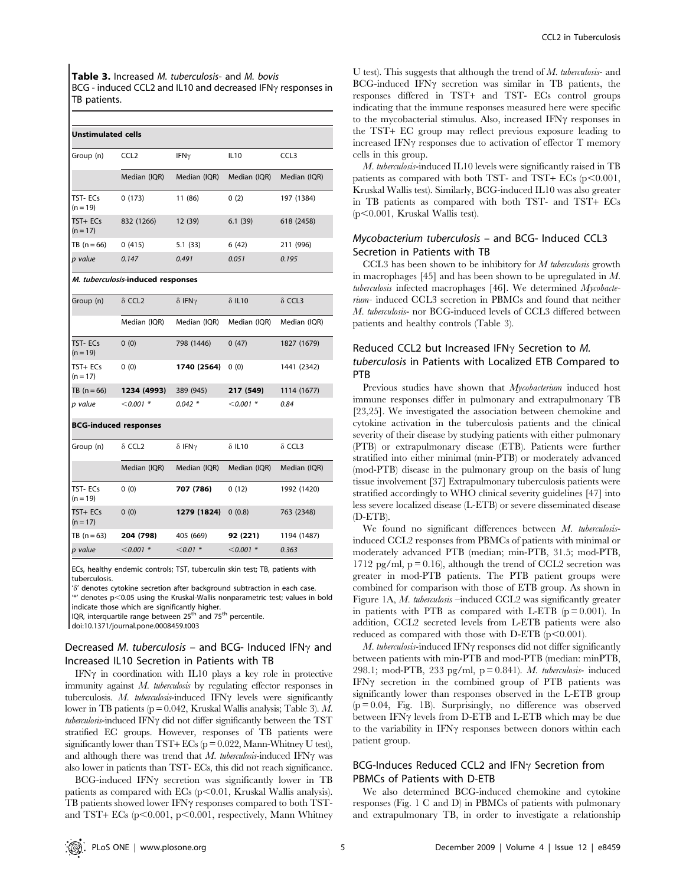**Table 3.** Increased *M. tuberculosis*- and *M. bovis* BCG - induced CCL2 and IL10 and decreased IFNγ responses in TB patients.

| **Unstimulated cells** | | | | |
|---|---|---|---|---|
| Group (n) | CCL2 | IFNγ | IL10 | CCL3 |
| | Median (IQR) | Median (IQR) | Median (IQR) | Median (IQR) |
| TST- ECs (n = 19) | 0 (173) | 11 (86) | 0 (2) | 197 (1384) |
| TST+ ECs (n = 17) | 832 (1266) | 12 (39) | 6.1 (39) | 618 (2458) |
| TB (n = 66) | 0 (415) | 5.1 (33) | 6 (42) | 211 (996) |
| *p value* | *0.147* | *0.491* | *0.051* | *0.195* |
| ***M. tuberculosis*-induced responses** | | | | |
| Group (n) | δ CCL2 | δ IFNγ | δ IL10 | δ CCL3 |
| | Median (IQR) | Median (IQR) | Median (IQR) | Median (IQR) |
| TST- ECs (n = 19) | 0 (0) | 798 (1446) | 0 (47) | 1827 (1679) |
| TST+ ECs (n = 17) | 0 (0) | **1740 (2564)** | 0 (0) | 1441 (2342) |
| TB (n = 66) | **1234 (4993)** | 389 (945) | **217 (549)** | 1114 (1677) |
| *p value* | *<0.001 \** | *0.042 \** | *<0.001 \** | *0.84* |
| **BCG-induced responses** | | | | |
| Group (n) | δ CCL2 | δ IFNγ | δ IL10 | δ CCL3 |
| | Median (IQR) | Median (IQR) | Median (IQR) | Median (IQR) |
| TST- ECs (n = 19) | 0 (0) | **707 (786)** | 0 (12) | 1992 (1420) |
| TST+ ECs (n = 17) | 0 (0) | **1279 (1824)** | 0 (0.8) | 763 (2348) |
| TB (n = 63) | **204 (798)** | 405 (669) | **92 (221)** | 1194 (1487) |
| *p value* | *<0.001 \** | *<0.01 \** | *<0.001 \** | *0.363* |

ECs, healthy endemic controls; TST, tuberculin skin test; TB, patients with tuberculosis.
'δ' denotes cytokine secretion after background subtraction in each case.
'*' denotes $p<0.05$ using the Kruskal-Wallis nonparametric test; values in bold indicate those which are significantly higher.
IQR, interquartile range between 25th and 75th percentile.
doi:10.1371/journal.pone.0008459.t003

## Decreased *M. tuberculosis* – and BCG- Induced IFNγ and Increased IL10 Secretion in Patients with TB

IFNγ in coordination with IL10 plays a key role in protective immunity against *M. tuberculosis* by regulating effector responses in tuberculosis. *M. tuberculosis*-induced IFNγ levels were significantly lower in TB patients ($p = 0.042$, Kruskal Wallis analysis; Table 3). *M. tuberculosis*-induced IFNγ did not differ significantly between the TST stratified EC groups. However, responses of TB patients were significantly lower than TST+ ECs ($p = 0.022$, Mann-Whitney U test), and although there was trend that *M. tuberculosis*-induced IFNγ was also lower in patients than TST- ECs, this did not reach significance.

BCG-induced IFNγ secretion was significantly lower in TB patients as compared with ECs ($p<0.01$, Kruskal Wallis analysis). TB patients showed lower IFNγ responses compared to both TST- and TST+ ECs ($p<0.001$, $p<0.001$, respectively, Mann Whitney U test). This suggests that although the trend of *M. tuberculosis*- and BCG-induced IFNγ secretion was similar in TB patients, the responses differed in TST+ and TST- ECs control groups indicating that the immune responses measured here were specific to the mycobacterial stimulus. Also, increased IFNγ responses in the TST+ EC group may reflect previous exposure leading to increased IFNγ responses due to activation of effector T memory cells in this group.

*M. tuberculosis*-induced IL10 levels were significantly raised in TB patients as compared with both TST- and TST+ ECs ($p<0.001$, Kruskal Wallis test). Similarly, BCG-induced IL10 was also greater in TB patients as compared with both TST- and TST+ ECs ($p<0.001$, Kruskal Wallis test).

## *Mycobacterium tuberculosis* – and BCG- Induced CCL3 Secretion in Patients with TB

CCL3 has been shown to be inhibitory for *M tuberculosis* growth in macrophages [45] and has been shown to be upregulated in *M. tuberculosis* infected macrophages [46]. We determined *Mycobacterium*- induced CCL3 secretion in PBMCs and found that neither *M. tuberculosis*- nor BCG-induced levels of CCL3 differed between patients and healthy controls (Table 3).

## Reduced CCL2 but Increased IFNγ Secretion to *M. tuberculosis* in Patients with Localized ETB Compared to PTB

Previous studies have shown that *Mycobacterium* induced host immune responses differ in pulmonary and extrapulmonary TB [23,25]. We investigated the association between chemokine and cytokine activation in the tuberculosis patients and the clinical severity of their disease by studying patients with either pulmonary (PTB) or extrapulmonary disease (ETB). Patients were further stratified into either minimal (min-PTB) or moderately advanced (mod-PTB) disease in the pulmonary group on the basis of lung tissue involvement [37] Extrapulmonary tuberculosis patients were stratified accordingly to WHO clinical severity guidelines [47] into less severe localized disease (L-ETB) or severe disseminated disease (D-ETB).

We found no significant differences between *M. tuberculosis*-induced CCL2 responses from PBMCs of patients with minimal or moderately advanced PTB (median; min-PTB, 31.5; mod-PTB, 1712 pg/ml, $p = 0.16$), although the trend of CCL2 secretion was greater in mod-PTB patients. The PTB patient groups were combined for comparison with those of ETB group. As shown in Figure 1A, *M. tuberculosis* –induced CCL2 was significantly greater in patients with PTB as compared with L-ETB ($p = 0.001$). In addition, CCL2 secreted levels from L-ETB patients were also reduced as compared with those with D-ETB ($p<0.001$).

*M. tuberculosis*-induced IFNγ responses did not differ significantly between patients with min-PTB and mod-PTB (median: minPTB, 298.1; mod-PTB, 233 pg/ml, $p = 0.841$). *M. tuberculosis*- induced IFNγ secretion in the combined group of PTB patients was significantly lower than responses observed in the L-ETB group ($p = 0.04$, Fig. 1B). Surprisingly, no difference was observed between IFNγ levels from D-ETB and L-ETB which may be due to the variability in IFNγ responses between donors within each patient group.

## BCG-Induces Reduced CCL2 and IFNγ Secretion from PBMCs of Patients with D-ETB

We also determined BCG-induced chemokine and cytokine responses (Fig. 1 C and D) in PBMCs of patients with pulmonary and extrapulmonary TB, in order to investigate a relationship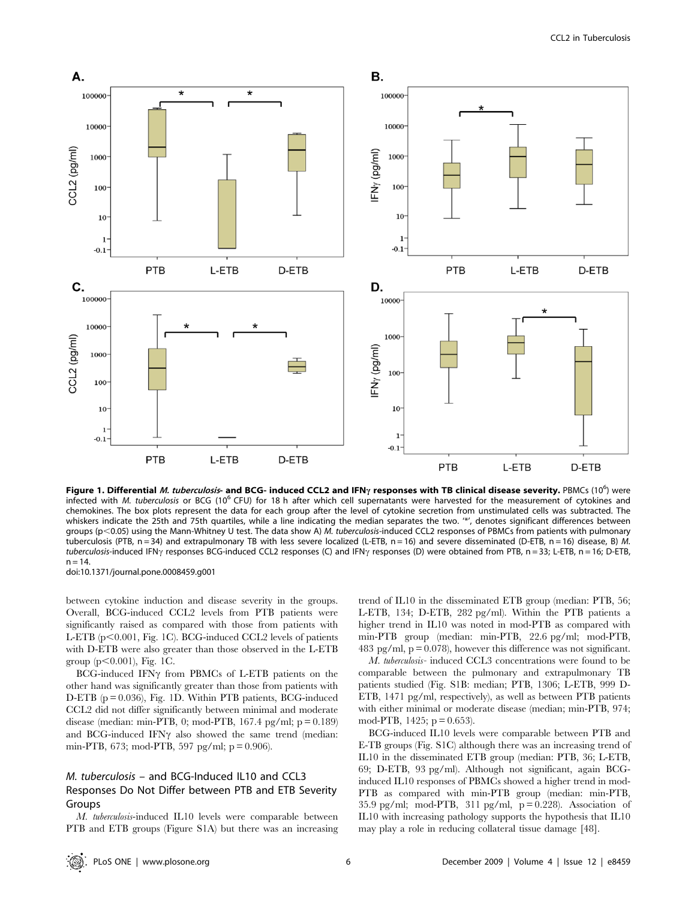**Figure 1. Differential *M. tuberculosis*- and BCG- induced CCL2 and IFNγ responses with TB clinical disease severity.** PBMCs ($10^6$) were infected with *M. tuberculosis* or BCG ($10^6$ CFU) for 18 h after which cell supernatants were harvested for the measurement of cytokines and chemokines. The box plots represent the data for each group after the level of cytokine secretion from unstimulated cells was subtracted. The whiskers indicate the 25th and 75th quartiles, while a line indicating the median separates the two. '*', denotes significant differences between groups ($p<0.05$) using the Mann-Whitney U test. The data show A) *M. tuberculosis*-induced CCL2 responses of PBMCs from patients with pulmonary tuberculosis (PTB, n = 34) and extrapulmonary TB with less severe localized (L-ETB, n = 16) and severe disseminated (D-ETB, n = 16) disease, B) *M. tuberculosis*-induced IFNγ responses BCG-induced CCL2 responses (C) and IFNγ responses (D) were obtained from PTB, n = 33; L-ETB, n = 16; D-ETB, n = 14.
doi:10.1371/journal.pone.0008459.g001

between cytokine induction and disease severity in the groups. Overall, BCG-induced CCL2 levels from PTB patients were significantly raised as compared with those from patients with L-ETB ($p<0.001$, Fig. 1C). BCG-induced CCL2 levels of patients with D-ETB were also greater than those observed in the L-ETB group ($p<0.001$), Fig. 1C.

BCG-induced IFNγ from PBMCs of L-ETB patients on the other hand was significantly greater than those from patients with D-ETB ($p = 0.036$), Fig. 1D. Within PTB patients, BCG-induced CCL2 did not differ significantly between minimal and moderate disease (median: min-PTB, 0; mod-PTB, 167.4 pg/ml; $p = 0.189$) and BCG-induced IFNγ also showed the same trend (median: min-PTB, 673; mod-PTB, 597 pg/ml; $p = 0.906$).

### *M. tuberculosis* – and BCG-Induced IL10 and CCL3 Responses Do Not Differ between PTB and ETB Severity Groups

*M. tuberculosis*-induced IL10 levels were comparable between PTB and ETB groups (Figure S1A) but there was an increasing trend of IL10 in the disseminated ETB group (median: PTB, 56; L-ETB, 134; D-ETB, 282 pg/ml). Within the PTB patients a higher trend in IL10 was noted in mod-PTB as compared with min-PTB group (median: min-PTB, 22.6 pg/ml; mod-PTB, 483 pg/ml, $p = 0.078$), however this difference was not significant.

*M. tuberculosis*- induced CCL3 concentrations were found to be comparable between the pulmonary and extrapulmonary TB patients studied (Fig. S1B: median; PTB, 1306; L-ETB, 999 D-ETB, 1471 pg/ml, respectively), as well as between PTB patients with either minimal or moderate disease (median; min-PTB, 974; mod-PTB, 1425; $p = 0.653$).

BCG-induced IL10 levels were comparable between PTB and E-TB groups (Fig. S1C) although there was an increasing trend of IL10 in the disseminated ETB group (median: PTB, 36; L-ETB, 69; D-ETB, 93 pg/ml). Although not significant, again BCG-induced IL10 responses of PBMCs showed a higher trend in mod-PTB as compared with min-PTB group (median: min-PTB, 35.9 pg/ml; mod-PTB, 311 pg/ml, $p = 0.228$). Association of IL10 with increasing pathology supports the hypothesis that IL10 may play a role in reducing collateral tissue damage [48].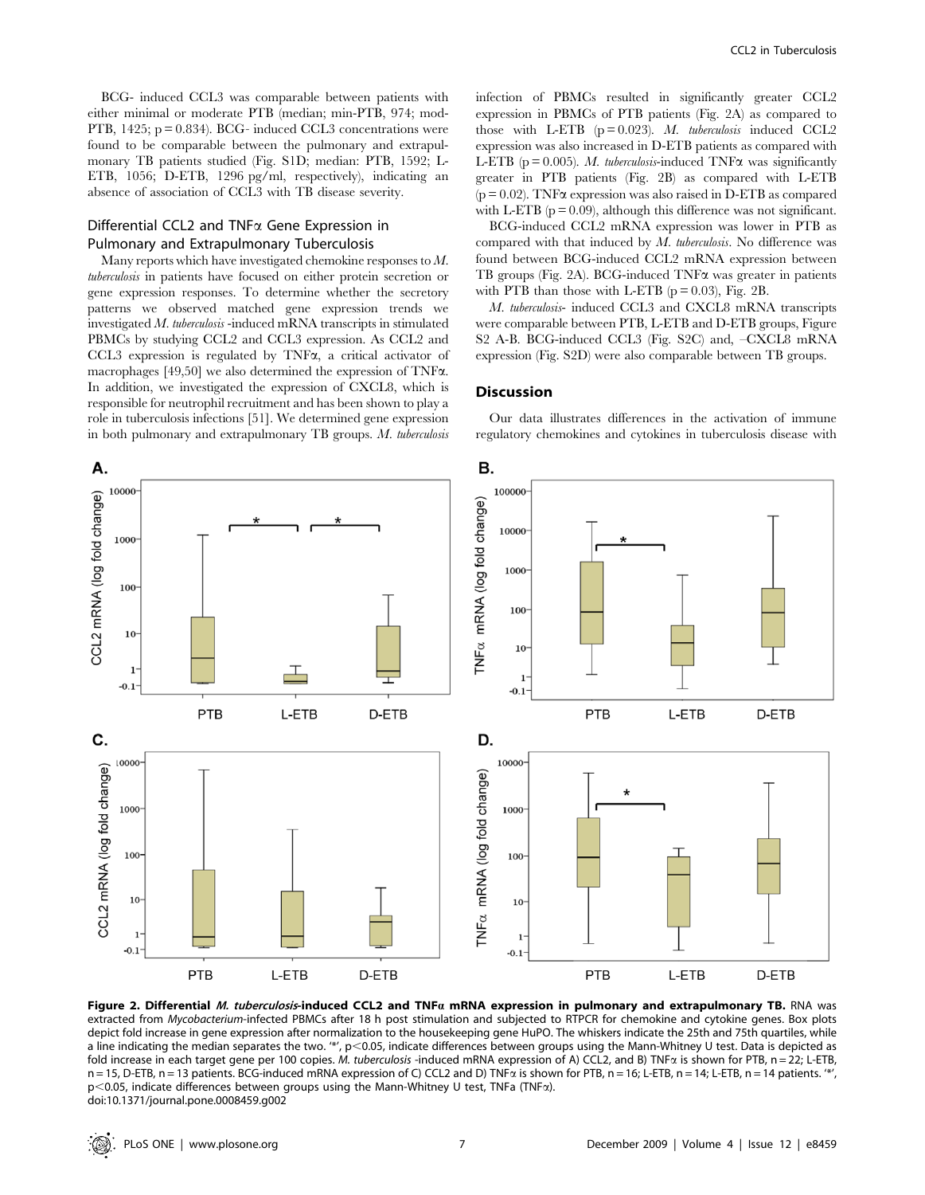BCG- induced CCL3 was comparable between patients with either minimal or moderate PTB (median; min-PTB, 974; mod-PTB, 1425; p = 0.834). BCG- induced CCL3 concentrations were found to be comparable between the pulmonary and extrapulmonary TB patients studied (Fig. S1D; median: PTB, 1592; L-ETB, 1056; D-ETB, 1296 pg/ml, respectively), indicating an absence of association of CCL3 with TB disease severity.

## Differential CCL2 and TNFα Gene Expression in Pulmonary and Extrapulmonary Tuberculosis

Many reports which have investigated chemokine responses to *M. tuberculosis* in patients have focused on either protein secretion or gene expression responses. To determine whether the secretory patterns we observed matched gene expression trends we investigated *M. tuberculosis* -induced mRNA transcripts in stimulated PBMCs by studying CCL2 and CCL3 expression. As CCL2 and CCL3 expression is regulated by TNFα, a critical activator of macrophages [49,50] we also determined the expression of TNFα. In addition, we investigated the expression of CXCL8, which is responsible for neutrophil recruitment and has been shown to play a role in tuberculosis infections [51]. We determined gene expression in both pulmonary and extrapulmonary TB groups. *M. tuberculosis* infection of PBMCs resulted in significantly greater CCL2 expression in PBMCs of PTB patients (Fig. 2A) as compared to those with L-ETB (p = 0.023). *M. tuberculosis* induced CCL2 expression was also increased in D-ETB patients as compared with L-ETB (p = 0.005). *M. tuberculosis*-induced TNFα was significantly greater in PTB patients (Fig. 2B) as compared with L-ETB (p = 0.02). TNFα expression was also raised in D-ETB as compared with L-ETB (p = 0.09), although this difference was not significant.

BCG-induced CCL2 mRNA expression was lower in PTB as compared with that induced by *M. tuberculosis*. No difference was found between BCG-induced CCL2 mRNA expression between TB groups (Fig. 2A). BCG-induced TNFα was greater in patients with PTB than those with L-ETB (p = 0.03), Fig. 2B.

*M. tuberculosis*- induced CCL3 and CXCL8 mRNA transcripts were comparable between PTB, L-ETB and D-ETB groups, Figure S2 A-B. BCG-induced CCL3 (Fig. S2C) and, –CXCL8 mRNA expression (Fig. S2D) were also comparable between TB groups.

## Discussion

Our data illustrates differences in the activation of immune regulatory chemokines and cytokines in tuberculosis disease with

**Figure 2. Differential *M. tuberculosis*-induced CCL2 and TNFα mRNA expression in pulmonary and extrapulmonary TB.** RNA was extracted from *Mycobacterium*-infected PBMCs after 18 h post stimulation and subjected to RTPCR for chemokine and cytokine genes. Box plots depict fold increase in gene expression after normalization to the housekeeping gene HuPO. The whiskers indicate the 25th and 75th quartiles, while a line indicating the median separates the two. '*', p<0.05, indicate differences between groups using the Mann-Whitney U test. Data is depicted as fold increase in each target gene per 100 copies. *M. tuberculosis* -induced mRNA expression of A) CCL2, and B) TNFα is shown for PTB, n = 22; L-ETB, n = 15, D-ETB, n = 13 patients. BCG-induced mRNA expression of C) CCL2 and D) TNFα is shown for PTB, n = 16; L-ETB, n = 14; L-ETB, n = 14 patients. '*', p<0.05, indicate differences between groups using the Mann-Whitney U test, TNFa (TNFα).
doi:10.1371/journal.pone.0008459.g002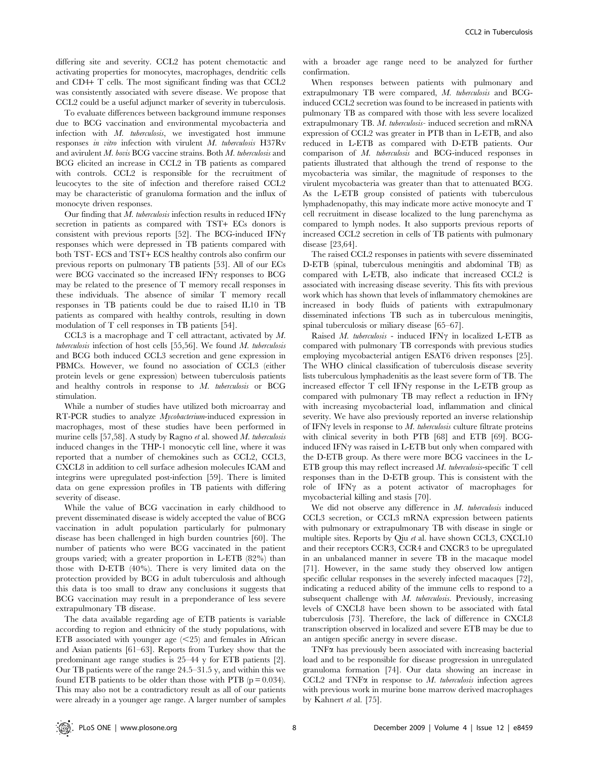differing site and severity. CCL2 has potent chemotactic and activating properties for monocytes, macrophages, dendritic cells and CD4+ T cells. The most significant finding was that CCL2 was consistently associated with severe disease. We propose that CCL2 could be a useful adjunct marker of severity in tuberculosis.

To evaluate differences between background immune responses due to BCG vaccination and environmental mycobacteria and infection with *M. tuberculosis*, we investigated host immune responses *in vitro* infection with virulent *M. tuberculosis* H37Rv and avirulent *M. bovis* BCG vaccine strains. Both *M. tuberculosis* and BCG elicited an increase in CCL2 in TB patients as compared with controls. CCL2 is responsible for the recruitment of leucocytes to the site of infection and therefore raised CCL2 may be characteristic of granuloma formation and the influx of monocyte driven responses.

Our finding that *M. tuberculosis* infection results in reduced IFNγ secretion in patients as compared with TST+ ECs donors is consistent with previous reports [52]. The BCG-induced IFNγ responses which were depressed in TB patients compared with both TST- ECS and TST+ ECS healthy controls also confirm our previous reports on pulmonary TB patients [53]. All of our ECs were BCG vaccinated so the increased IFNγ responses to BCG may be related to the presence of T memory recall responses in these individuals. The absence of similar T memory recall responses in TB patients could be due to raised IL10 in TB patients as compared with healthy controls, resulting in down modulation of T cell responses in TB patients [54].

CCL3 is a macrophage and T cell attractant, activated by *M. tuberculosis* infection of host cells [55,56]. We found *M. tuberculosis* and BCG both induced CCL3 secretion and gene expression in PBMCs. However, we found no association of CCL3 (either protein levels or gene expression) between tuberculosis patients and healthy controls in response to *M. tuberculosis* or BCG stimulation.

While a number of studies have utilized both microarray and RT-PCR studies to analyze *Mycobacterium*-induced expression in macrophages, most of these studies have been performed in murine cells [57,58]. A study by Ragno *et al.* showed *M. tuberculosis* induced changes in the THP-1 monocytic cell line, where it was reported that a number of chemokines such as CCL2, CCL3, CXCL8 in addition to cell surface adhesion molecules ICAM and integrins were upregulated post-infection [59]. There is limited data on gene expression profiles in TB patients with differing severity of disease.

While the value of BCG vaccination in early childhood to prevent disseminated disease is widely accepted the value of BCG vaccination in adult population particularly for pulmonary disease has been challenged in high burden countries [60]. The number of patients who were BCG vaccinated in the patient groups varied; with a greater proportion in L-ETB (82%) than those with D-ETB (40%). There is very limited data on the protection provided by BCG in adult tuberculosis and although this data is too small to draw any conclusions it suggests that BCG vaccination may result in a preponderance of less severe extrapulmonary TB disease.

The data available regarding age of ETB patients is variable according to region and ethnicity of the study populations, with ETB associated with younger age (<25) and females in African and Asian patients [61–63]. Reports from Turkey show that the predominant age range studies is 25–44 y for ETB patients [2]. Our TB patients were of the range 24.5–31.5 y, and within this we found ETB patients to be older than those with PTB ($p = 0.034$). This may also not be a contradictory result as all of our patients were already in a younger age range. A larger number of samples with a broader age range need to be analyzed for further confirmation.

When responses between patients with pulmonary and extrapulmonary TB were compared, *M. tuberculosis* and BCG-induced CCL2 secretion was found to be increased in patients with pulmonary TB as compared with those with less severe localized extrapulmonary TB. *M. tuberculosis*- induced secretion and mRNA expression of CCL2 was greater in PTB than in L-ETB, and also reduced in L-ETB as compared with D-ETB patients. Our comparison of *M. tuberculosis* and BCG-induced responses in patients illustrated that although the trend of response to the mycobacteria was similar, the magnitude of responses to the virulent mycobacteria was greater than that to attenuated BCG. As the L-ETB group consisted of patients with tuberculous lymphadenopathy, this may indicate more active monocyte and T cell recruitment in disease localized to the lung parenchyma as compared to lymph nodes. It also supports previous reports of increased CCL2 secretion in cells of TB patients with pulmonary disease [23,64].

The raised CCL2 responses in patients with severe disseminated D-ETB (spinal, tuberculous meningitis and abdominal TB) as compared with L-ETB, also indicate that increased CCL2 is associated with increasing disease severity. This fits with previous work which has shown that levels of inflammatory chemokines are increased in body fluids of patients with extrapulmonary disseminated infections TB such as in tuberculous meningitis, spinal tuberculosis or miliary disease [65–67].

Raised *M. tuberculosis* - induced IFNγ in localized L-ETB as compared with pulmonary TB corresponds with previous studies employing mycobacterial antigen ESAT6 driven responses [25]. The WHO clinical classification of tuberculosis disease severity lists tuberculous lymphadenitis as the least severe form of TB. The increased effector T cell IFNγ response in the L-ETB group as compared with pulmonary TB may reflect a reduction in IFNγ with increasing mycobacterial load, inflammation and clinical severity. We have also previously reported an inverse relationship of IFNγ levels in response to *M. tuberculosis* culture filtrate proteins with clinical severity in both PTB [68] and ETB [69]. BCG-induced IFNγ was raised in L-ETB but only when compared with the D-ETB group. As there were more BCG vaccinees in the L-ETB group this may reflect increased *M. tuberculosis*-specific T cell responses than in the D-ETB group. This is consistent with the role of IFNγ as a potent activator of macrophages for mycobacterial killing and stasis [70].

We did not observe any difference in *M. tuberculosis* induced CCL3 secretion, or CCL3 mRNA expression between patients with pulmonary or extrapulmonary TB with disease in single or multiple sites. Reports by Qiu *et al.* have shown CCL3, CXCL10 and their receptors CCR3, CCR4 and CXCR3 to be upregulated in an unbalanced manner in severe TB in the macaque model [71]. However, in the same study they observed low antigen specific cellular responses in the severely infected macaques [72], indicating a reduced ability of the immune cells to respond to a subsequent challenge with *M. tuberculosis*. Previously, increasing levels of CXCL8 have been shown to be associated with fatal tuberculosis [73]. Therefore, the lack of difference in CXCL8 transcription observed in localized and severe ETB may be due to an antigen specific anergy in severe disease.

TNFα has previously been associated with increasing bacterial load and to be responsible for disease progression in unregulated granuloma formation [74]. Our data showing an increase in CCL2 and TNFα in response to *M. tuberculosis* infection agrees with previous work in murine bone marrow derived macrophages by Kahnert *et al.* [75].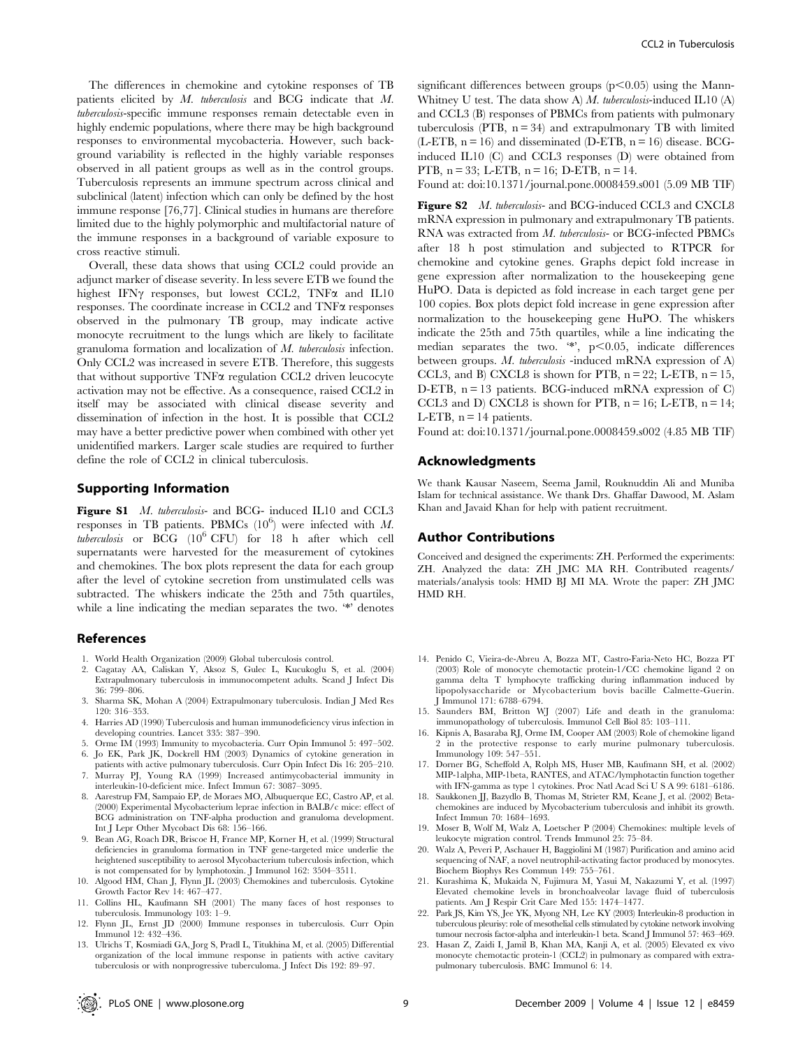The differences in chemokine and cytokine responses of TB patients elicited by *M. tuberculosis* and BCG indicate that *M. tuberculosis*-specific immune responses remain detectable even in highly endemic populations, where there may be high background responses to environmental mycobacteria. However, such background variability is reflected in the highly variable responses observed in all patient groups as well as in the control groups. Tuberculosis represents an immune spectrum across clinical and subclinical (latent) infection which can only be defined by the host immune response [76,77]. Clinical studies in humans are therefore limited due to the highly polymorphic and multifactorial nature of the immune responses in a background of variable exposure to cross reactive stimuli.

Overall, these data shows that using CCL2 could provide an adjunct marker of disease severity. In less severe ETB we found the highest IFNγ responses, but lowest CCL2, TNFα and IL10 responses. The coordinate increase in CCL2 and TNFα responses observed in the pulmonary TB group, may indicate active monocyte recruitment to the lungs which are likely to facilitate granuloma formation and localization of *M. tuberculosis* infection. Only CCL2 was increased in severe ETB. Therefore, this suggests that without supportive TNFα regulation CCL2 driven leucocyte activation may not be effective. As a consequence, raised CCL2 in itself may be associated with clinical disease severity and dissemination of infection in the host. It is possible that CCL2 may have a better predictive power when combined with other yet unidentified markers. Larger scale studies are required to further define the role of CCL2 in clinical tuberculosis.

## Supporting Information

**Figure S1** *M. tuberculosis*- and BCG- induced IL10 and CCL3 responses in TB patients. PBMCs ($10^6$) were infected with *M. tuberculosis* or BCG ($10^6$ CFU) for 18 h after which cell supernatants were harvested for the measurement of cytokines and chemokines. The box plots represent the data for each group after the level of cytokine secretion from unstimulated cells was subtracted. The whiskers indicate the 25th and 75th quartiles, while a line indicating the median separates the two. '*' denotes significant differences between groups ($p<0.05$) using the Mann-Whitney U test. The data show A) *M. tuberculosis*-induced IL10 (A) and CCL3 (B) responses of PBMCs from patients with pulmonary tuberculosis (PTB, n = 34) and extrapulmonary TB with limited (L-ETB, n = 16) and disseminated (D-ETB, n = 16) disease. BCG-induced IL10 (C) and CCL3 responses (D) were obtained from PTB, n = 33; L-ETB, n = 16; D-ETB, n = 14.

Found at: doi:10.1371/journal.pone.0008459.s001 (5.09 MB TIF)

**Figure S2** *M. tuberculosis*- and BCG-induced CCL3 and CXCL8 mRNA expression in pulmonary and extrapulmonary TB patients. RNA was extracted from *M. tuberculosis*- or BCG-infected PBMCs after 18 h post stimulation and subjected to RTPCR for chemokine and cytokine genes. Graphs depict fold increase in gene expression after normalization to the housekeeping gene HuPO. Data is depicted as fold increase in each target gene per 100 copies. Box plots depict fold increase in gene expression after normalization to the housekeeping gene HuPO. The whiskers indicate the 25th and 75th quartiles, while a line indicating the median separates the two. '*', $p<0.05$, indicate differences between groups. *M. tuberculosis* -induced mRNA expression of A) CCL3, and B) CXCL8 is shown for PTB, n = 22; L-ETB, n = 15, D-ETB, n = 13 patients. BCG-induced mRNA expression of C) CCL3 and D) CXCL8 is shown for PTB, n = 16; L-ETB, n = 14; L-ETB, n = 14 patients.

Found at: doi:10.1371/journal.pone.0008459.s002 (4.85 MB TIF)

## Acknowledgments

We thank Kausar Naseem, Seema Jamil, Rouknuddin Ali and Muniba Islam for technical assistance. We thank Drs. Ghaffar Dawood, M. Aslam Khan and Javaid Khan for help with patient recruitment.

## Author Contributions

Conceived and designed the experiments: ZH. Performed the experiments: ZH. Analyzed the data: ZH JMC MA RH. Contributed reagents/materials/analysis tools: HMD BJ MI MA. Wrote the paper: ZH JMC HMD RH.

## References

1. World Health Organization (2009) Global tuberculosis control.
2. Cagatay AA, Caliskan Y, Aksoz S, Gulec L, Kucukoglu S, et al. (2004) Extrapulmonary tuberculosis in immunocompetent adults. Scand J Infect Dis 36: 799–806.
3. Sharma SK, Mohan A (2004) Extrapulmonary tuberculosis. Indian J Med Res 120: 316–353.
4. Harries AD (1990) Tuberculosis and human immunodeficiency virus infection in developing countries. Lancet 335: 387–390.
5. Orme IM (1993) Immunity to mycobacteria. Curr Opin Immunol 5: 497–502.
6. Jo EK, Park JK, Dockrell HM (2003) Dynamics of cytokine generation in patients with active pulmonary tuberculosis. Curr Opin Infect Dis 16: 205–210.
7. Murray PJ, Young RA (1999) Increased antimycobacterial immunity in interleukin-10-deficient mice. Infect Immun 67: 3087–3095.
8. Aarestrup FM, Sampaio EP, de Moraes MO, Albuquerque EC, Castro AP, et al. (2000) Experimental Mycobacterium leprae infection in BALB/c mice: effect of BCG administration on TNF-alpha production and granuloma development. Int J Lepr Other Mycobact Dis 68: 156–166.
9. Bean AG, Roach DR, Briscoe H, France MP, Korner H, et al. (1999) Structural deficiencies in granuloma formation in TNF gene-targeted mice underlie the heightened susceptibility to aerosol Mycobacterium tuberculosis infection, which is not compensated for by lymphotoxin. J Immunol 162: 3504–3511.
10. Algood HM, Chan J, Flynn JL (2003) Chemokines and tuberculosis. Cytokine Growth Factor Rev 14: 467–477.
11. Collins HL, Kaufmann SH (2001) The many faces of host responses to tuberculosis. Immunology 103: 1–9.
12. Flynn JL, Ernst JD (2000) Immune responses in tuberculosis. Curr Opin Immunol 12: 432–436.
13. Ulrichs T, Kosmiadi GA, Jorg S, Pradl L, Titukhina M, et al. (2005) Differential organization of the local immune response in patients with active cavitary tuberculosis or with nonprogressive tuberculoma. J Infect Dis 192: 89–97.
14. Penido C, Vieira-de-Abreu A, Bozza MT, Castro-Faria-Neto HC, Bozza PT (2003) Role of monocyte chemotactic protein-1/CC chemokine ligand 2 on gamma delta T lymphocyte trafficking during inflammation induced by lipopolysaccharide or Mycobacterium bovis bacille Calmette-Guerin. J Immunol 171: 6788–6794.
15. Saunders BM, Britton WJ (2007) Life and death in the granuloma: immunopathology of tuberculosis. Immunol Cell Biol 85: 103–111.
16. Kipnis A, Basaraba RJ, Orme IM, Cooper AM (2003) Role of chemokine ligand 2 in the protective response to early murine pulmonary tuberculosis. Immunology 109: 547–551.
17. Dorner BG, Scheffold A, Rolph MS, Huser MB, Kaufmann SH, et al. (2002) MIP-1alpha, MIP-1beta, RANTES, and ATAC/lymphotactin function together with IFN-gamma as type 1 cytokines. Proc Natl Acad Sci U S A 99: 6181–6186.
18. Saukkonen JJ, Bazydlo B, Thomas M, Strieter RM, Keane J, et al. (2002) Beta-chemokines are induced by Mycobacterium tuberculosis and inhibit its growth. Infect Immun 70: 1684–1693.
19. Moser B, Wolf M, Walz A, Loetscher P (2004) Chemokines: multiple levels of leukocyte migration control. Trends Immunol 25: 75–84.
20. Walz A, Peveri P, Aschauer H, Baggiolini M (1987) Purification and amino acid sequencing of NAF, a novel neutrophil-activating factor produced by monocytes. Biochem Biophys Res Commun 149: 755–761.
21. Kurashima K, Mukaida N, Fujimura M, Yasui M, Nakazumi Y, et al. (1997) Elevated chemokine levels in bronchoalveolar lavage fluid of tuberculosis patients. Am J Respir Crit Care Med 155: 1474–1477.
22. Park JS, Kim YS, Jee YK, Myong NH, Lee KY (2003) Interleukin-8 production in tuberculous pleurisy: role of mesothelial cells stimulated by cytokine network involving tumour necrosis factor-alpha and interleukin-1 beta. Scand J Immunol 57: 463–469.
23. Hasan Z, Zaidi I, Jamil B, Khan MA, Kanji A, et al. (2005) Elevated ex vivo monocyte chemotactic protein-1 (CCL2) in pulmonary as compared with extra-pulmonary tuberculosis. BMC Immunol 6: 14.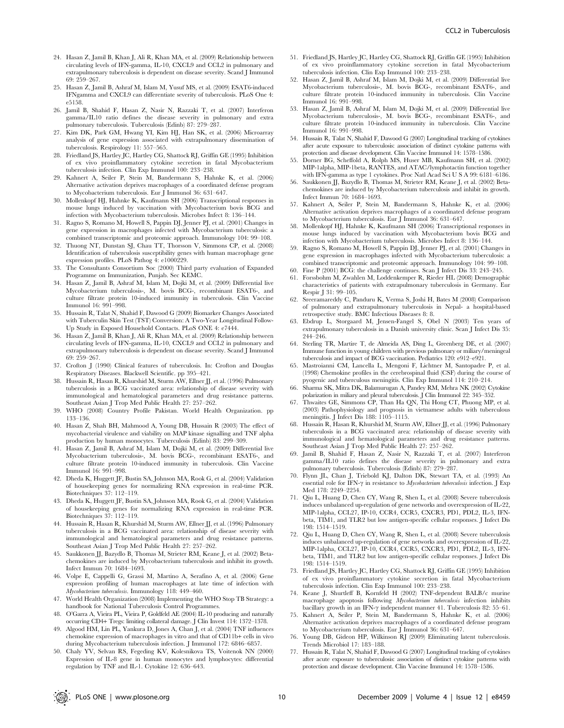24. Hasan Z, Jamil B, Khan J, Ali R, Khan MA, et al. (2009) Relationship between circulating levels of IFN-gamma, IL-10, CXCL9 and CCL2 in pulmonary and extrapulmonary tuberculosis is dependent on disease severity. Scand J Immunol 69: 259–267.
25. Hasan Z, Jamil B, Ashraf M, Islam M, Yusuf MS, et al. (2009) ESAT6-induced IFNgamma and CXCL9 can differentiate severity of tuberculosis. PLoS One 4: e5158.
26. Jamil B, Shahid F, Hasan Z, Nasir N, Razzaki T, et al. (2007) Interferon gamma/IL10 ratio defines the disease severity in pulmonary and extra pulmonary tuberculosis. Tuberculosis (Edinb) 87: 279–287.
27. Kim DK, Park GM, Hwang YI, Kim HJ, Han SK, et al. (2006) Microarray analysis of gene expression associated with extrapulmonary dissemination of tuberculosis. Respirology 11: 557–565.
28. Friedland JS, Hartley JC, Hartley CG, Shattock RJ, Griffin GE (1995) Inhibition of ex vivo proinflammatory cytokine secretion in fatal Mycobacterium tuberculosis infection. Clin Exp Immunol 100: 233–238.
29. Kahnert A, Seiler P, Stein M, Bandermann S, Hahnke K, et al. (2006) Alternative activation deprives macrophages of a coordinated defense program to Mycobacterium tuberculosis. Eur J Immunol 36: 631–647.
30. Mollenkopf HJ, Hahnke K, Kaufmann SH (2006) Transcriptional responses in mouse lungs induced by vaccination with Mycobacterium bovis BCG and infection with Mycobacterium tuberculosis. Microbes Infect 8: 136–144.
31. Ragno S, Romano M, Howell S, Pappin DJ, Jenner PJ, et al. (2001) Changes in gene expression in macrophages infected with Mycobacterium tuberculosis: a combined transcriptomic and proteomic approach. Immunology 104: 99–108.
32. Thuong NT, Dunstan SJ, Chau TT, Thorsson V, Simmons CP, et al. (2008) Identification of tuberculosis susceptibility genes with human macrophage gene expression profiles. PLoS Pathog 4: e1000229.
33. The Consultants Consortium Soc (2000) Third party evaluation of Expanded Programme on Immunization, Punjab. Sec KEMC.
34. Hasan Z, Jamil B, Ashraf M, Islam M, Dojki M, et al. (2009) Differential live Mycobacterium tuberculosis-, M. bovis BCG-, recombinant ESAT6-, and culture filtrate protein 10-induced immunity in tuberculosis. Clin Vaccine Immunol 16: 991–998.
35. Hussain R, Talat N, Shahid F, Dawood G (2009) Biomarker Changes Associated with Tuberculin Skin Test (TST) Conversion: A Two-Year Longitudinal Follow-Up Study in Exposed Household Contacts. PLoS ONE 4: e7444.
36. Hasan Z, Jamil B, Khan J, Ali R, Khan MA, et al. (2009) Relationship between circulating levels of IFN-gamma, IL-10, CXCL9 and CCL2 in pulmonary and extrapulmonary tuberculosis is dependent on disease severity. Scand J Immunol 69: 259–267.
37. Crofton J (1990) Clinical features of tuberculosis. In: Crofton and Douglas Respiratory Diseases. Blackwell Scientific. pp 395–421.
38. Hussain R, Hasan R, Khurshid M, Sturm AW, Ellner JJ, et al. (1996) Pulmonary tuberculosis in a BCG vaccinated area: relationship of disease severity with immunological and hematological parameters and drug resistance patterns. Southeast Asian J Trop Med Public Health 27: 257–262.
39. WHO (2008) Country Profile Pakistan. World Health Organization. pp 133–136.
40. Hasan Z, Shah BH, Mahmood A, Young DB, Hussain R (2003) The effect of mycobacterial virulence and viability on MAP kinase signalling and TNF alpha production by human monocytes. Tuberculosis (Edinb) 83: 299–309.
41. Hasan Z, Jamil B, Ashraf M, Islam M, Dojki M, et al. (2009) Differential live Mycobacterium tuberculosis-, M. bovis BCG-, recombinant ESAT6-, and culture filtrate protein 10-induced immunity in tuberculosis. Clin Vaccine Immunol 16: 991–998.
42. Dheda K, Huggett JF, Bustin SA, Johnson MA, Rook G, et al. (2004) Validation of housekeeping genes for normalizing RNA expression in real-time PCR. Biotechniques 37: 112–119.
43. Dheda K, Huggett JF, Bustin SA, Johnson MA, Rook G, et al. (2004) Validation of housekeeping genes for normalizing RNA expression in real-time PCR. Biotechniques 37: 112–119.
44. Hussain R, Hasan R, Khurshid M, Sturm AW, Ellner JJ, et al. (1996) Pulmonary tuberculosis in a BCG vaccinated area: relationship of disease severity with immunological and hematological parameters and drug resistance patterns. Southeast Asian J Trop Med Public Health 27: 257–262.
45. Saukkonen JJ, Bazydlo B, Thomas M, Strieter RM, Keane J, et al. (2002) Beta-chemokines are induced by Mycobacterium tuberculosis and inhibit its growth. Infect Immun 70: 1684–1693.
46. Volpe E, Cappelli G, Grassi M, Martino A, Serafino A, et al. (2006) Gene expression profiling of human macrophages at late time of infection with *Mycobacterium tuberculosis*. Immunology 118: 449–460.
47. World Health Organization (2008) Implementing the WHO Stop TB Strategy: a handbook for National Tuberculosis Control Programmes.
48. O'Garra A, Vieira PL, Vieira P, Goldfeld AE (2004) IL-10 producing and naturally occurring CD4+ Tregs: limiting collateral damage. J Clin Invest 114: 1372–1378.
49. Algood HM, Lin PL, Yankura D, Jones A, Chan J, et al. (2004) TNF influences chemokine expression of macrophages in vitro and that of CD11b+ cells in vivo during Mycobacterium tuberculosis infection. J Immunol 172: 6846–6857.
50. Chaly YV, Selvan RS, Fegeding KV, Kolesnikova TS, Voitenok NN (2000) Expression of IL-8 gene in human monocytes and lymphocytes: differential regulation by TNF and IL-1. Cytokine 12: 636–643.
51. Friedland JS, Hartley JC, Hartley CG, Shattock RJ, Griffin GE (1995) Inhibition of ex vivo proinflammatory cytokine secretion in fatal Mycobacterium tuberculosis infection. Clin Exp Immunol 100: 233–238.
52. Hasan Z, Jamil B, Ashraf M, Islam M, Dojki M, et al. (2009) Differential live Mycobacterium tuberculosis-, M. bovis BCG-, recombinant ESAT6-, and culture filtrate protein 10-induced immunity in tuberculosis. Clin Vaccine Immunol 16: 991–998.
53. Hasan Z, Jamil B, Ashraf M, Islam M, Dojki M, et al. (2009) Differential live Mycobacterium tuberculosis-, M. bovis BCG-, recombinant ESAT6-, and culture filtrate protein 10-induced immunity in tuberculosis. Clin Vaccine Immunol 16: 991–998.
54. Hussain R, Talat N, Shahid F, Dawood G (2007) Longitudinal tracking of cytokines after acute exposure to tuberculosis: association of distinct cytokine patterns with protection and disease development. Clin Vaccine Immunol 14: 1578–1586.
55. Dorner BG, Scheffold A, Rolph MS, Huser MB, Kaufmann SH, et al. (2002) MIP-1alpha, MIP-1beta, RANTES, and ATAC/lymphotactin function together with IFN-gamma as type 1 cytokines. Proc Natl Acad Sci U S A 99: 6181–6186.
56. Saukkonen JJ, Bazydlo B, Thomas M, Strieter RM, Keane J, et al. (2002) Beta-chemokines are induced by Mycobacterium tuberculosis and inhibit its growth. Infect Immun 70: 1684–1693.
57. Kahnert A, Seiler P, Stein M, Bandermann S, Hahnke K, et al. (2006) Alternative activation deprives macrophages of a coordinated defense program to Mycobacterium tuberculosis. Eur J Immunol 36: 631–647.
58. Mollenkopf HJ, Hahnke K, Kaufmann SH (2006) Transcriptional responses in mouse lungs induced by vaccination with Mycobacterium bovis BCG and infection with Mycobacterium tuberculosis. Microbes Infect 8: 136–144.
59. Ragno S, Romano M, Howell S, Pappin DJ, Jenner PJ, et al. (2001) Changes in gene expression in macrophages infected with Mycobacterium tuberculosis: a combined transcriptomic and proteomic approach. Immunology 104: 99–108.
60. Fine P (2001) BCG: the challenge continues. Scan J Infect Dis 33: 243–245.
61. Forssbohm M, Zwahlen M, Loddenkemper R, Rieder HL (2008) Demographic characteristics of patients with extrapulmonary tuberculosis in Germany. Eur Respir J 31: 99–105.
62. Sreeramareddy C, Panduru K, Verma S, Joshi H, Bates M (2008) Comparison of pulmonary and extrapulmonary tuberculosis in Nepal- a hospital-based retrospective study. BMC Infectious Diseases 8: 8.
63. Ebdrup L, Storgaard M, Jensen-Fangel S, Obel N (2003) Ten years of extrapulmonary tuberculosis in a Danish university clinic. Scan J Infect Dis 35: 244–246.
64. Sterling TR, Martire T, de Almeida AS, Ding L, Greenberg DE, et al. (2007) Immune function in young children with previous pulmonary or miliary/meningeal tuberculosis and impact of BCG vaccination. Pediatrics 120: e912–e921.
65. Mastroianni CM, Lancella L, Mengoni F, Lichtner M, Santopadre P, et al. (1998) Chemokine profiles in the cerebrospinal fluid (CSF) during the course of pyogenic and tuberculous meningitis. Clin Exp Immunol 114: 210–214.
66. Sharma SK, Mitra DK, Balamurugan A, Pandey RM, Mehra NK (2002) Cytokine polarization in miliary and pleural tuberculosis. J Clin Immunol 22: 345–352.
67. Thwaites GE, Simmons CP, Than Ha QN, Thi Hong CT, Phuong MP, et al. (2003) Pathophysiology and prognosis in vietnamese adults with tuberculous meningitis. J Infect Dis 188: 1105–1115.
68. Hussain R, Hasan R, Khurshid M, Sturm AW, Ellner JJ, et al. (1996) Pulmonary tuberculosis in a BCG vaccinated area: relationship of disease severity with immunological and hematological parameters and drug resistance patterns. Southeast Asian J Trop Med Public Health 27: 257–262.
69. Jamil B, Shahid F, Hasan Z, Nasir N, Razzaki T, et al. (2007) Interferon gamma/IL10 ratio defines the disease severity in pulmonary and extra pulmonary tuberculosis. Tuberculosis (Edinb) 87: 279–287.
70. Flynn JL, Chan J, Triebold KJ, Dalton DK, Stewart TA, et al. (1993) An essential role for IFN-$\gamma$ in resistance to *Mycobacterium tuberculosis* infection. J Exp Med 178: 2249–2254.
71. Qiu L, Huang D, Chen CY, Wang R, Shen L, et al. (2008) Severe tuberculosis induces unbalanced up-regulation of gene networks and overexpression of IL-22, MIP-1alpha, CCL27, IP-10, CCR4, CCR5, CXCR3, PD1, PDL2, IL-3, IFN-beta, TIM1, and TLR2 but low antigen-specific cellular responses. J Infect Dis 198: 1514–1519.
72. Qiu L, Huang D, Chen CY, Wang R, Shen L, et al. (2008) Severe tuberculosis induces unbalanced up-regulation of gene networks and overexpression of IL-22, MIP-1alpha, CCL27, IP-10, CCR4, CCR5, CXCR3, PD1, PDL2, IL-3, IFN-beta, TIM1, and TLR2 but low antigen-specific cellular responses. J Infect Dis 198: 1514–1519.
73. Friedland JS, Hartley JC, Hartley CG, Shattock RJ, Griffin GE (1995) Inhibition of ex vivo proinflammatory cytokine secretion in fatal Mycobacterium tuberculosis infection. Clin Exp Immunol 100: 233–238.
74. Keane J, Shurtleff B, Kornfeld H (2002) TNF-dependent BALB/c murine macrophage apoptosis following *Mycobacterium tuberculosis* infection inhibits bacillary growth in an IFN-$\gamma$ independent manner 41. Tuberculosis 82: 55–61.
75. Kahnert A, Seiler P, Stein M, Bandermann S, Hahnke K, et al. (2006) Alternative activation deprives macrophages of a coordinated defense program to Mycobacterium tuberculosis. Eur J Immunol 36: 631–647.
76. Young DB, Gideon HP, Wilkinson RJ (2009) Eliminating latent tuberculosis. Trends Microbiol 17: 183–188.
77. Hussain R, Talat N, Shahid F, Dawood G (2007) Longitudinal tracking of cytokines after acute exposure to tuberculosis: association of distinct cytokine patterns with protection and disease development. Clin Vaccine Immunol 14: 1578–1586.